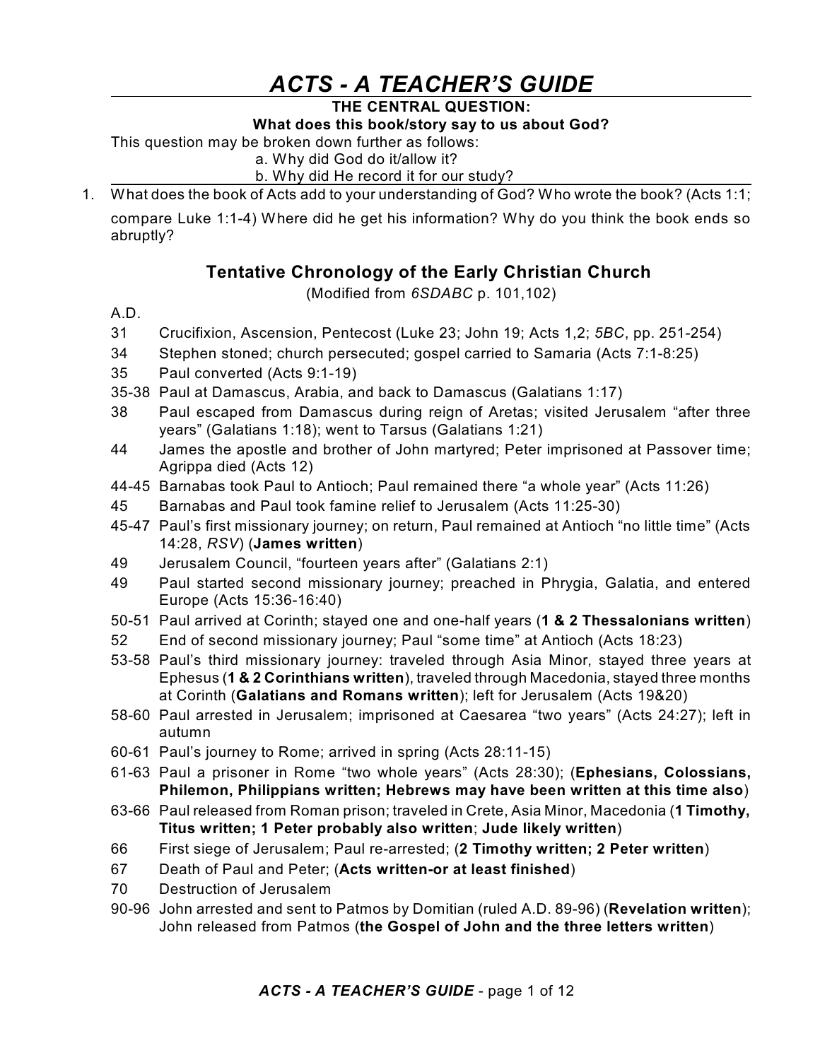# *ACTS - A TEACHER'S GUIDE*

**THE CENTRAL QUESTION:**

**What does this book/story say to us about God?**

This question may be broken down further as follows:

a. Why did God do it/allow it?

b. Why did He record it for our study?

1. What does the book of Acts add to your understanding of God? Who wrote the book? (Acts 1:1; compare Luke 1:1-4) Where did he get his information? Why do you think the book ends so abruptly?

## Tentative Chronology of the Early Christian Church

(Modified from *6SDABC* p. 101,102)

A.D.

- 31 Crucifixion, Ascension, Pentecost (Luke 23; John 19; Acts 1,2; *5BC*, pp. 251-254)
- 34 Stephen stoned; church persecuted; gospel carried to Samaria (Acts 7:1-8:25)
- 35 Paul converted (Acts 9:1-19)
- 35-38 Paul at Damascus, Arabia, and back to Damascus (Galatians 1:17)
- 38 Paul escaped from Damascus during reign of Aretas; visited Jerusalem "after three years" (Galatians 1:18); went to Tarsus (Galatians 1:21)
- 44 James the apostle and brother of John martyred; Peter imprisoned at Passover time; Agrippa died (Acts 12)
- 44-45 Barnabas took Paul to Antioch; Paul remained there "a whole year" (Acts 11:26)
- 45 Barnabas and Paul took famine relief to Jerusalem (Acts 11:25-30)
- 45-47 Paul's first missionary journey; on return, Paul remained at Antioch "no little time" (Acts 14:28, *RSV*) (**James written**)
- 49 Jerusalem Council, "fourteen years after" (Galatians 2:1)
- 49 Paul started second missionary journey; preached in Phrygia, Galatia, and entered Europe (Acts 15:36-16:40)
- 50-51 Paul arrived at Corinth; stayed one and one-half years (**1 & 2 Thessalonians written**)
- 52 End of second missionary journey; Paul "some time" at Antioch (Acts 18:23)
- 53-58 Paul's third missionary journey: traveled through Asia Minor, stayed three years at Ephesus (**1 & 2 Corinthians written**), traveled through Macedonia, stayed three months at Corinth (**Galatians and Romans written**); left for Jerusalem (Acts 19&20)
- 58-60 Paul arrested in Jerusalem; imprisoned at Caesarea "two years" (Acts 24:27); left in autumn
- 60-61 Paul's journey to Rome; arrived in spring (Acts 28:11-15)
- 61-63 Paul a prisoner in Rome "two whole years" (Acts 28:30); (**Ephesians, Colossians, Philemon, Philippians written; Hebrews may have been written at this time also**)
- 63-66 Paul released from Roman prison; traveled in Crete, Asia Minor, Macedonia (**1 Timothy, Titus written; 1 Peter probably also written**; **Jude likely written**)
- 66 First siege of Jerusalem; Paul re-arrested; (**2 Timothy written; 2 Peter written**)
- 67 Death of Paul and Peter; (**Acts written-or at least finished**)
- 70 Destruction of Jerusalem
- 90-96 John arrested and sent to Patmos by Domitian (ruled A.D. 89-96) (**Revelation written**); John released from Patmos (**the Gospel of John and the three letters written**)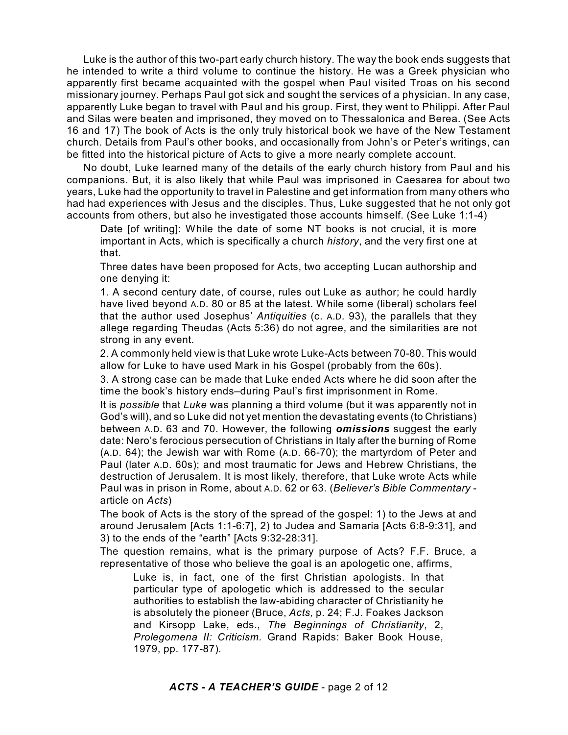Luke is the author of this two-part early church history. The way the book ends suggests that he intended to write a third volume to continue the history. He was a Greek physician who apparently first became acquainted with the gospel when Paul visited Troas on his second missionary journey. Perhaps Paul got sick and sought the services of a physician. In any case, apparently Luke began to travel with Paul and his group. First, they went to Philippi. After Paul and Silas were beaten and imprisoned, they moved on to Thessalonica and Berea. (See Acts 16 and 17) The book of Acts is the only truly historical book we have of the New Testament church. Details from Paul's other books, and occasionally from John's or Peter's writings, can be fitted into the historical picture of Acts to give a more nearly complete account.

No doubt, Luke learned many of the details of the early church history from Paul and his companions. But, it is also likely that while Paul was imprisoned in Caesarea for about two years, Luke had the opportunity to travel in Palestine and get information from many others who had had experiences with Jesus and the disciples. Thus, Luke suggested that he not only got accounts from others, but also he investigated those accounts himself. (See Luke 1:1-4)

> Date [of writing]: While the date of some NT books is not crucial, it is more important in Acts, which is specifically a church *history*, and the very first one at that.
>
> Three dates have been proposed for Acts, two accepting Lucan authorship and one denying it:
>
> 1. A second century date, of course, rules out Luke as author; he could hardly have lived beyond A.D. 80 or 85 at the latest. While some (liberal) scholars feel that the author used Josephus' *Antiquities* (c. A.D. 93), the parallels that they allege regarding Theudas (Acts 5:36) do not agree, and the similarities are not strong in any event.
>
> 2. A commonly held view is that Luke wrote Luke-Acts between 70-80. This would allow for Luke to have used Mark in his Gospel (probably from the 60s).
>
> 3. A strong case can be made that Luke ended Acts where he did soon after the time the book's history ends–during Paul's first imprisonment in Rome.
>
> It is *possible* that *Luke* was planning a third volume (but it was apparently not in God's will), and so Luke did not yet mention the devastating events (to Christians) between A.D. 63 and 70. However, the following ***omissions*** suggest the early date: Nero's ferocious persecution of Christians in Italy after the burning of Rome (A.D. 64); the Jewish war with Rome (A.D. 66-70); the martyrdom of Peter and Paul (later A.D. 60s); and most traumatic for Jews and Hebrew Christians, the destruction of Jerusalem. It is most likely, therefore, that Luke wrote Acts while Paul was in prison in Rome, about A.D. 62 or 63. (*Believer's Bible Commentary* - article on *Acts*)
>
> The book of Acts is the story of the spread of the gospel: 1) to the Jews at and around Jerusalem [Acts 1:1-6:7], 2) to Judea and Samaria [Acts 6:8-9:31], and 3) to the ends of the "earth" [Acts 9:32-28:31].
>
> The question remains, what is the primary purpose of Acts? F.F. Bruce, a representative of those who believe the goal is an apologetic one, affirms,
>
> > Luke is, in fact, one of the first Christian apologists. In that particular type of apologetic which is addressed to the secular authorities to establish the law-abiding character of Christianity he is absolutely the pioneer (Bruce, *Acts,* p. 24; F.J. Foakes Jackson and Kirsopp Lake, eds., *The Beginnings of Christianity*, 2, *Prolegomena II: Criticism.* Grand Rapids: Baker Book House, 1979, pp. 177-87).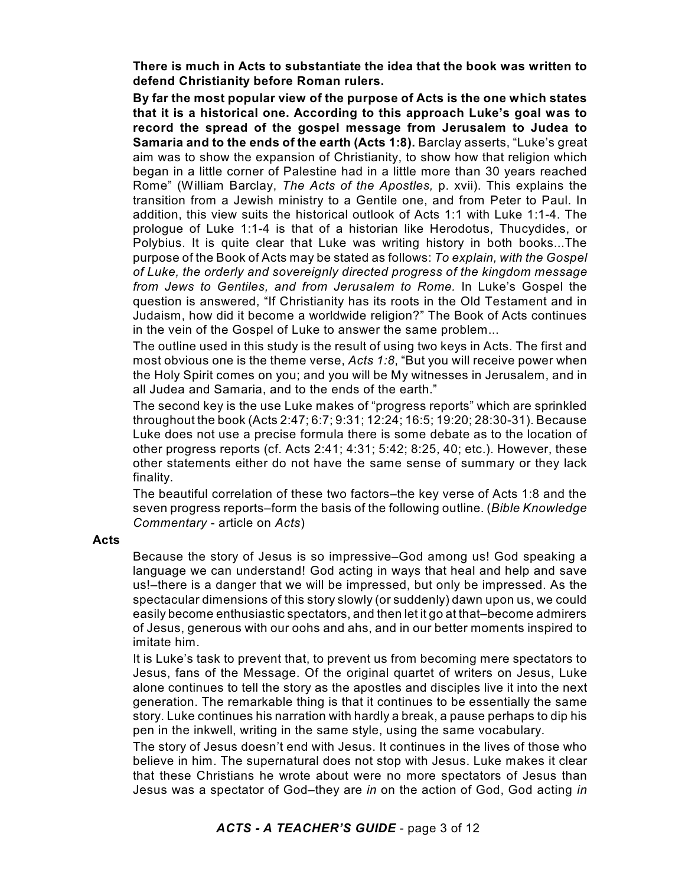**There is much in Acts to substantiate the idea that the book was written to defend Christianity before Roman rulers.**

**By far the most popular view of the purpose of Acts is the one which states that it is a historical one. According to this approach Luke's goal was to record the spread of the gospel message from Jerusalem to Judea to Samaria and to the ends of the earth (Acts 1:8).** Barclay asserts, "Luke's great aim was to show the expansion of Christianity, to show how that religion which began in a little corner of Palestine had in a little more than 30 years reached Rome" (William Barclay, *The Acts of the Apostles,* p. xvii). This explains the transition from a Jewish ministry to a Gentile one, and from Peter to Paul. In addition, this view suits the historical outlook of Acts 1:1 with Luke 1:1-4. The prologue of Luke 1:1-4 is that of a historian like Herodotus, Thucydides, or Polybius. It is quite clear that Luke was writing history in both books...The purpose of the Book of Acts may be stated as follows: *To explain, with the Gospel of Luke, the orderly and sovereignly directed progress of the kingdom message from Jews to Gentiles, and from Jerusalem to Rome.* In Luke's Gospel the question is answered, "If Christianity has its roots in the Old Testament and in Judaism, how did it become a worldwide religion?" The Book of Acts continues in the vein of the Gospel of Luke to answer the same problem...

The outline used in this study is the result of using two keys in Acts. The first and most obvious one is the theme verse, *Acts 1:8*, "But you will receive power when the Holy Spirit comes on you; and you will be My witnesses in Jerusalem, and in all Judea and Samaria, and to the ends of the earth."

The second key is the use Luke makes of "progress reports" which are sprinkled throughout the book (Acts 2:47; 6:7; 9:31; 12:24; 16:5; 19:20; 28:30-31). Because Luke does not use a precise formula there is some debate as to the location of other progress reports (cf. Acts 2:41; 4:31; 5:42; 8:25, 40; etc.). However, these other statements either do not have the same sense of summary or they lack finality.

The beautiful correlation of these two factors–the key verse of Acts 1:8 and the seven progress reports–form the basis of the following outline. (*Bible Knowledge Commentary* - article on *Acts*)

**Acts**

Because the story of Jesus is so impressive–God among us! God speaking a language we can understand! God acting in ways that heal and help and save us!–there is a danger that we will be impressed, but only be impressed. As the spectacular dimensions of this story slowly (or suddenly) dawn upon us, we could easily become enthusiastic spectators, and then let it go at that–become admirers of Jesus, generous with our oohs and ahs, and in our better moments inspired to imitate him.

It is Luke's task to prevent that, to prevent us from becoming mere spectators to Jesus, fans of the Message. Of the original quartet of writers on Jesus, Luke alone continues to tell the story as the apostles and disciples live it into the next generation. The remarkable thing is that it continues to be essentially the same story. Luke continues his narration with hardly a break, a pause perhaps to dip his pen in the inkwell, writing in the same style, using the same vocabulary.

The story of Jesus doesn't end with Jesus. It continues in the lives of those who believe in him. The supernatural does not stop with Jesus. Luke makes it clear that these Christians he wrote about were no more spectators of Jesus than Jesus was a spectator of God–they are *in* on the action of God, God acting *in*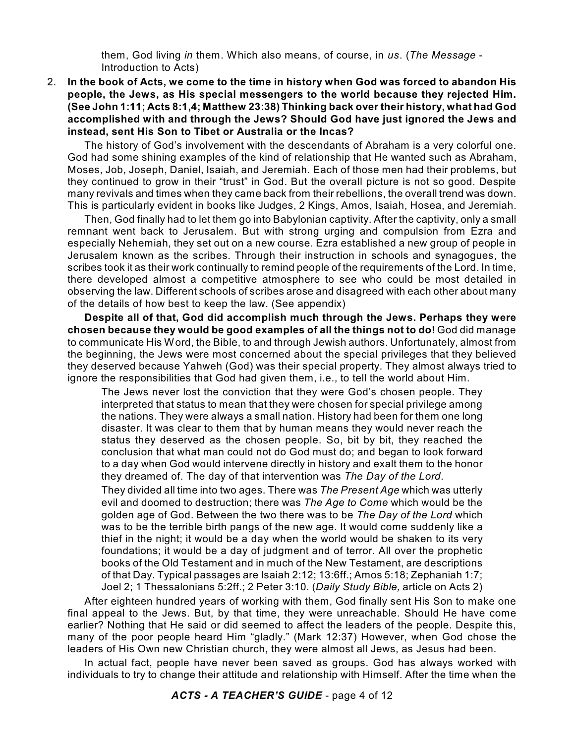them, God living *in* them. Which also means, of course, in *us*. (*The Message* - Introduction to Acts)

2. **In the book of Acts, we come to the time in history when God was forced to abandon His people, the Jews, as His special messengers to the world because they rejected Him. (See John 1:11; Acts 8:1,4; Matthew 23:38) Thinking back over their history, what had God accomplished with and through the Jews? Should God have just ignored the Jews and instead, sent His Son to Tibet or Australia or the Incas?**

   The history of God's involvement with the descendants of Abraham is a very colorful one. God had some shining examples of the kind of relationship that He wanted such as Abraham, Moses, Job, Joseph, Daniel, Isaiah, and Jeremiah. Each of those men had their problems, but they continued to grow in their "trust" in God. But the overall picture is not so good. Despite many revivals and times when they came back from their rebellions, the overall trend was down. This is particularly evident in books like Judges, 2 Kings, Amos, Isaiah, Hosea, and Jeremiah.

   Then, God finally had to let them go into Babylonian captivity. After the captivity, only a small remnant went back to Jerusalem. But with strong urging and compulsion from Ezra and especially Nehemiah, they set out on a new course. Ezra established a new group of people in Jerusalem known as the scribes. Through their instruction in schools and synagogues, the scribes took it as their work continually to remind people of the requirements of the Lord. In time, there developed almost a competitive atmosphere to see who could be most detailed in observing the law. Different schools of scribes arose and disagreed with each other about many of the details of how best to keep the law. (See appendix)

   **Despite all of that, God did accomplish much through the Jews. Perhaps they were chosen because they would be good examples of all the things not to do!** God did manage to communicate His Word, the Bible, to and through Jewish authors. Unfortunately, almost from the beginning, the Jews were most concerned about the special privileges that they believed they deserved because Yahweh (God) was their special property. They almost always tried to ignore the responsibilities that God had given them, i.e., to tell the world about Him.

   > The Jews never lost the conviction that they were God's chosen people. They interpreted that status to mean that they were chosen for special privilege among the nations. They were always a small nation. History had been for them one long disaster. It was clear to them that by human means they would never reach the status they deserved as the chosen people. So, bit by bit, they reached the conclusion that what man could not do God must do; and began to look forward to a day when God would intervene directly in history and exalt them to the honor they dreamed of. The day of that intervention was *The Day of the Lord*.
   >
   > They divided all time into two ages. There was *The Present Age* which was utterly evil and doomed to destruction; there was *The Age to Come* which would be the golden age of God. Between the two there was to be *The Day of the Lord* which was to be the terrible birth pangs of the new age. It would come suddenly like a thief in the night; it would be a day when the world would be shaken to its very foundations; it would be a day of judgment and of terror. All over the prophetic books of the Old Testament and in much of the New Testament, are descriptions of that Day. Typical passages are Isaiah 2:12; 13:6ff.; Amos 5:18; Zephaniah 1:7; Joel 2; 1 Thessalonians 5:2ff.; 2 Peter 3:10. (*Daily Study Bible,* article on Acts 2)

   After eighteen hundred years of working with them, God finally sent His Son to make one final appeal to the Jews. But, by that time, they were unreachable. Should He have come earlier? Nothing that He said or did seemed to affect the leaders of the people. Despite this, many of the poor people heard Him "gladly." (Mark 12:37) However, when God chose the leaders of His Own new Christian church, they were almost all Jews, as Jesus had been.

   In actual fact, people have never been saved as groups. God has always worked with individuals to try to change their attitude and relationship with Himself. After the time when the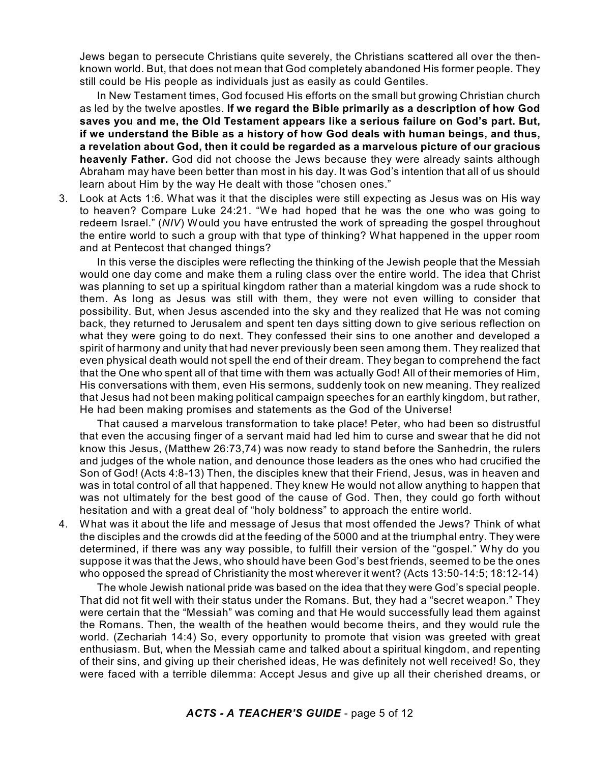Jews began to persecute Christians quite severely, the Christians scattered all over the then-known world. But, that does not mean that God completely abandoned His former people. They still could be His people as individuals just as easily as could Gentiles.

In New Testament times, God focused His efforts on the small but growing Christian church as led by the twelve apostles. **If we regard the Bible primarily as a description of how God saves you and me, the Old Testament appears like a serious failure on God's part. But, if we understand the Bible as a history of how God deals with human beings, and thus, a revelation about God, then it could be regarded as a marvelous picture of our gracious heavenly Father.** God did not choose the Jews because they were already saints although Abraham may have been better than most in his day. It was God's intention that all of us should learn about Him by the way He dealt with those "chosen ones."

3. Look at Acts 1:6. What was it that the disciples were still expecting as Jesus was on His way to heaven? Compare Luke 24:21. "We had hoped that he was the one who was going to redeem Israel." (*NIV*) Would you have entrusted the work of spreading the gospel throughout the entire world to such a group with that type of thinking? What happened in the upper room and at Pentecost that changed things?

   In this verse the disciples were reflecting the thinking of the Jewish people that the Messiah would one day come and make them a ruling class over the entire world. The idea that Christ was planning to set up a spiritual kingdom rather than a material kingdom was a rude shock to them. As long as Jesus was still with them, they were not even willing to consider that possibility. But, when Jesus ascended into the sky and they realized that He was not coming back, they returned to Jerusalem and spent ten days sitting down to give serious reflection on what they were going to do next. They confessed their sins to one another and developed a spirit of harmony and unity that had never previously been seen among them. They realized that even physical death would not spell the end of their dream. They began to comprehend the fact that the One who spent all of that time with them was actually God! All of their memories of Him, His conversations with them, even His sermons, suddenly took on new meaning. They realized that Jesus had not been making political campaign speeches for an earthly kingdom, but rather, He had been making promises and statements as the God of the Universe!

   That caused a marvelous transformation to take place! Peter, who had been so distrustful that even the accusing finger of a servant maid had led him to curse and swear that he did not know this Jesus, (Matthew 26:73,74) was now ready to stand before the Sanhedrin, the rulers and judges of the whole nation, and denounce those leaders as the ones who had crucified the Son of God! (Acts 4:8-13) Then, the disciples knew that their Friend, Jesus, was in heaven and was in total control of all that happened. They knew He would not allow anything to happen that was not ultimately for the best good of the cause of God. Then, they could go forth without hesitation and with a great deal of "holy boldness" to approach the entire world.

4. What was it about the life and message of Jesus that most offended the Jews? Think of what the disciples and the crowds did at the feeding of the 5000 and at the triumphal entry. They were determined, if there was any way possible, to fulfill their version of the "gospel." Why do you suppose it was that the Jews, who should have been God's best friends, seemed to be the ones who opposed the spread of Christianity the most wherever it went? (Acts 13:50-14:5; 18:12-14)

   The whole Jewish national pride was based on the idea that they were God's special people. That did not fit well with their status under the Romans. But, they had a "secret weapon." They were certain that the "Messiah" was coming and that He would successfully lead them against the Romans. Then, the wealth of the heathen would become theirs, and they would rule the world. (Zechariah 14:4) So, every opportunity to promote that vision was greeted with great enthusiasm. But, when the Messiah came and talked about a spiritual kingdom, and repenting of their sins, and giving up their cherished ideas, He was definitely not well received! So, they were faced with a terrible dilemma: Accept Jesus and give up all their cherished dreams, or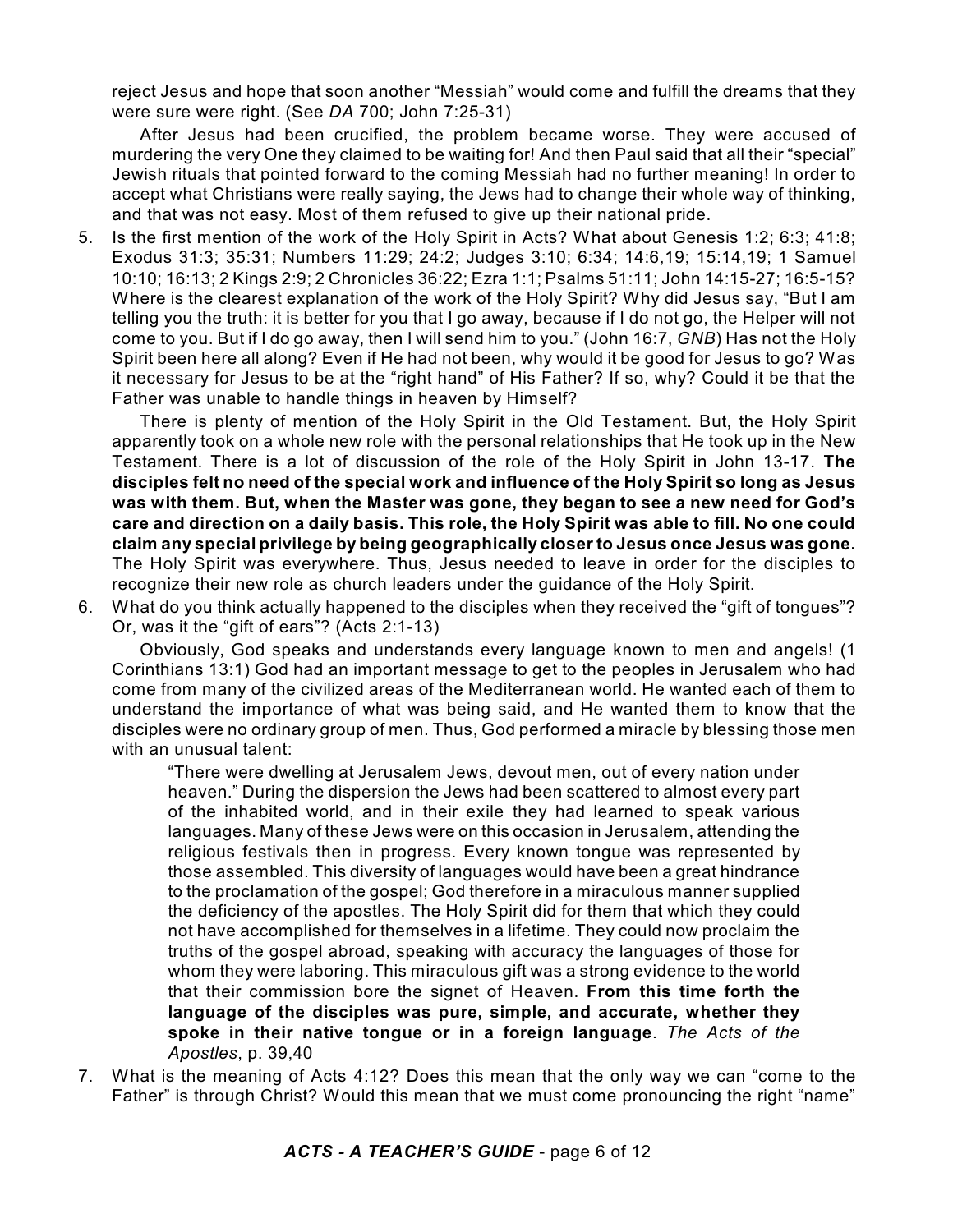reject Jesus and hope that soon another "Messiah" would come and fulfill the dreams that they were sure were right. (See *DA* 700; John 7:25-31)

After Jesus had been crucified, the problem became worse. They were accused of murdering the very One they claimed to be waiting for! And then Paul said that all their "special" Jewish rituals that pointed forward to the coming Messiah had no further meaning! In order to accept what Christians were really saying, the Jews had to change their whole way of thinking, and that was not easy. Most of them refused to give up their national pride.

5. Is the first mention of the work of the Holy Spirit in Acts? What about Genesis 1:2; 6:3; 41:8; Exodus 31:3; 35:31; Numbers 11:29; 24:2; Judges 3:10; 6:34; 14:6,19; 15:14,19; 1 Samuel 10:10; 16:13; 2 Kings 2:9; 2 Chronicles 36:22; Ezra 1:1; Psalms 51:11; John 14:15-27; 16:5-15? Where is the clearest explanation of the work of the Holy Spirit? Why did Jesus say, "But I am telling you the truth: it is better for you that I go away, because if I do not go, the Helper will not come to you. But if I do go away, then I will send him to you." (John 16:7, *GNB*) Has not the Holy Spirit been here all along? Even if He had not been, why would it be good for Jesus to go? Was it necessary for Jesus to be at the "right hand" of His Father? If so, why? Could it be that the Father was unable to handle things in heaven by Himself?

   There is plenty of mention of the Holy Spirit in the Old Testament. But, the Holy Spirit apparently took on a whole new role with the personal relationships that He took up in the New Testament. There is a lot of discussion of the role of the Holy Spirit in John 13-17. **The disciples felt no need of the special work and influence of the Holy Spirit so long as Jesus was with them. But, when the Master was gone, they began to see a new need for God's care and direction on a daily basis. This role, the Holy Spirit was able to fill. No one could claim any special privilege by being geographically closer to Jesus once Jesus was gone.** The Holy Spirit was everywhere. Thus, Jesus needed to leave in order for the disciples to recognize their new role as church leaders under the guidance of the Holy Spirit.

6. What do you think actually happened to the disciples when they received the "gift of tongues"? Or, was it the "gift of ears"? (Acts 2:1-13)

   Obviously, God speaks and understands every language known to men and angels! (1 Corinthians 13:1) God had an important message to get to the peoples in Jerusalem who had come from many of the civilized areas of the Mediterranean world. He wanted each of them to understand the importance of what was being said, and He wanted them to know that the disciples were no ordinary group of men. Thus, God performed a miracle by blessing those men with an unusual talent:

   > "There were dwelling at Jerusalem Jews, devout men, out of every nation under heaven." During the dispersion the Jews had been scattered to almost every part of the inhabited world, and in their exile they had learned to speak various languages. Many of these Jews were on this occasion in Jerusalem, attending the religious festivals then in progress. Every known tongue was represented by those assembled. This diversity of languages would have been a great hindrance to the proclamation of the gospel; God therefore in a miraculous manner supplied the deficiency of the apostles. The Holy Spirit did for them that which they could not have accomplished for themselves in a lifetime. They could now proclaim the truths of the gospel abroad, speaking with accuracy the languages of those for whom they were laboring. This miraculous gift was a strong evidence to the world that their commission bore the signet of Heaven. **From this time forth the language of the disciples was pure, simple, and accurate, whether they spoke in their native tongue or in a foreign language**. *The Acts of the Apostles*, p. 39,40

7. What is the meaning of Acts 4:12? Does this mean that the only way we can "come to the Father" is through Christ? Would this mean that we must come pronouncing the right "name"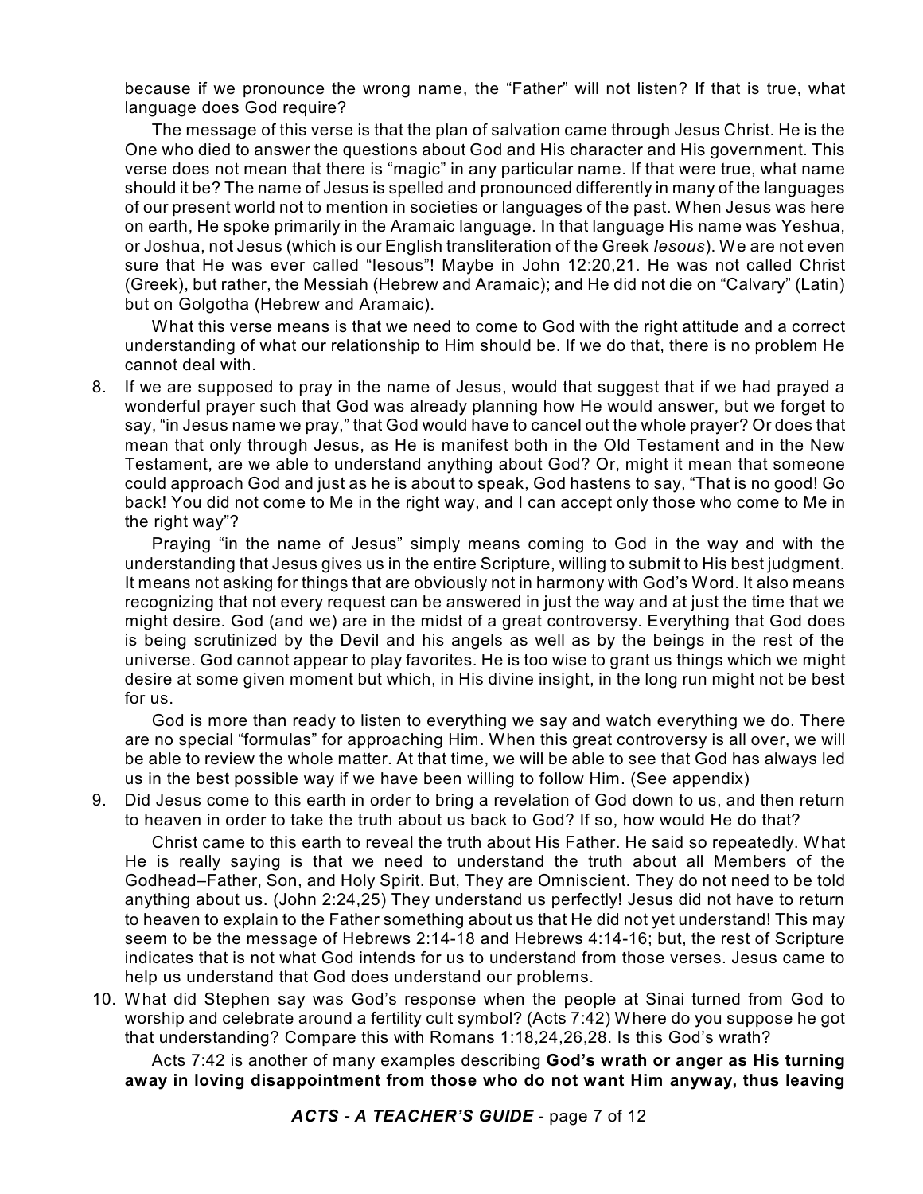because if we pronounce the wrong name, the "Father" will not listen? If that is true, what language does God require?

The message of this verse is that the plan of salvation came through Jesus Christ. He is the One who died to answer the questions about God and His character and His government. This verse does not mean that there is "magic" in any particular name. If that were true, what name should it be? The name of Jesus is spelled and pronounced differently in many of the languages of our present world not to mention in societies or languages of the past. When Jesus was here on earth, He spoke primarily in the Aramaic language. In that language His name was Yeshua, or Joshua, not Jesus (which is our English transliteration of the Greek *Iesous*). We are not even sure that He was ever called "Iesous"! Maybe in John 12:20,21. He was not called Christ (Greek), but rather, the Messiah (Hebrew and Aramaic); and He did not die on "Calvary" (Latin) but on Golgotha (Hebrew and Aramaic).

What this verse means is that we need to come to God with the right attitude and a correct understanding of what our relationship to Him should be. If we do that, there is no problem He cannot deal with.

8. If we are supposed to pray in the name of Jesus, would that suggest that if we had prayed a wonderful prayer such that God was already planning how He would answer, but we forget to say, "in Jesus name we pray," that God would have to cancel out the whole prayer? Or does that mean that only through Jesus, as He is manifest both in the Old Testament and in the New Testament, are we able to understand anything about God? Or, might it mean that someone could approach God and just as he is about to speak, God hastens to say, "That is no good! Go back! You did not come to Me in the right way, and I can accept only those who come to Me in the right way"?

   Praying "in the name of Jesus" simply means coming to God in the way and with the understanding that Jesus gives us in the entire Scripture, willing to submit to His best judgment. It means not asking for things that are obviously not in harmony with God's Word. It also means recognizing that not every request can be answered in just the way and at just the time that we might desire. God (and we) are in the midst of a great controversy. Everything that God does is being scrutinized by the Devil and his angels as well as by the beings in the rest of the universe. God cannot appear to play favorites. He is too wise to grant us things which we might desire at some given moment but which, in His divine insight, in the long run might not be best for us.

   God is more than ready to listen to everything we say and watch everything we do. There are no special "formulas" for approaching Him. When this great controversy is all over, we will be able to review the whole matter. At that time, we will be able to see that God has always led us in the best possible way if we have been willing to follow Him. (See appendix)

9. Did Jesus come to this earth in order to bring a revelation of God down to us, and then return to heaven in order to take the truth about us back to God? If so, how would He do that?

   Christ came to this earth to reveal the truth about His Father. He said so repeatedly. What He is really saying is that we need to understand the truth about all Members of the Godhead–Father, Son, and Holy Spirit. But, They are Omniscient. They do not need to be told anything about us. (John 2:24,25) They understand us perfectly! Jesus did not have to return to heaven to explain to the Father something about us that He did not yet understand! This may seem to be the message of Hebrews 2:14-18 and Hebrews 4:14-16; but, the rest of Scripture indicates that is not what God intends for us to understand from those verses. Jesus came to help us understand that God does understand our problems.

10. What did Stephen say was God's response when the people at Sinai turned from God to worship and celebrate around a fertility cult symbol? (Acts 7:42) Where do you suppose he got that understanding? Compare this with Romans 1:18,24,26,28. Is this God's wrath?

    Acts 7:42 is another of many examples describing **God's wrath or anger as His turning away in loving disappointment from those who do not want Him anyway, thus leaving**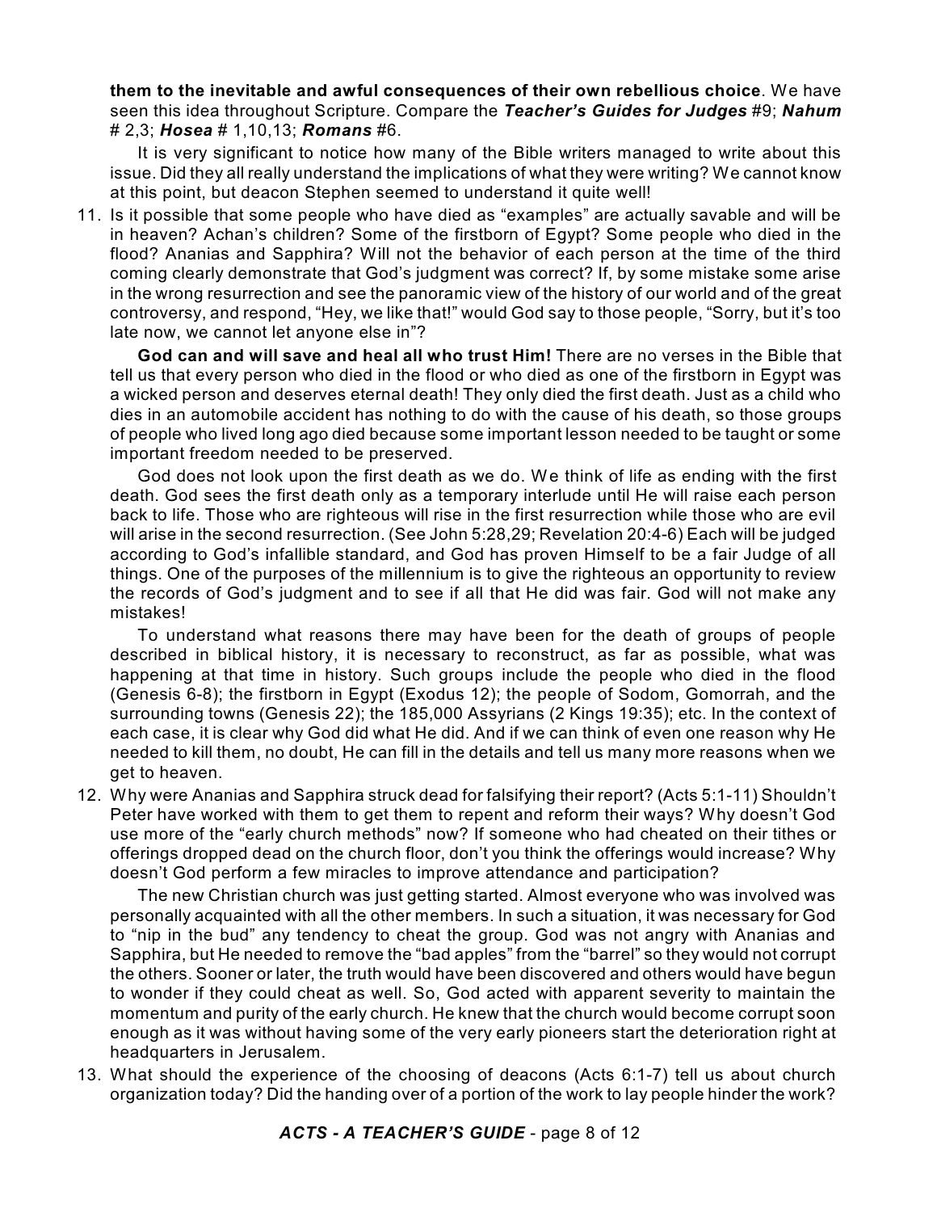**them to the inevitable and awful consequences of their own rebellious choice**. We have seen this idea throughout Scripture. Compare the ***Teacher's Guides for Judges*** #9; ***Nahum*** # 2,3; ***Hosea*** # 1,10,13; ***Romans*** #6.

It is very significant to notice how many of the Bible writers managed to write about this issue. Did they all really understand the implications of what they were writing? We cannot know at this point, but deacon Stephen seemed to understand it quite well!

11. Is it possible that some people who have died as "examples" are actually savable and will be in heaven? Achan's children? Some of the firstborn of Egypt? Some people who died in the flood? Ananias and Sapphira? Will not the behavior of each person at the time of the third coming clearly demonstrate that God's judgment was correct? If, by some mistake some arise in the wrong resurrection and see the panoramic view of the history of our world and of the great controversy, and respond, "Hey, we like that!" would God say to those people, "Sorry, but it's too late now, we cannot let anyone else in"?

    **God can and will save and heal all who trust Him!** There are no verses in the Bible that tell us that every person who died in the flood or who died as one of the firstborn in Egypt was a wicked person and deserves eternal death! They only died the first death. Just as a child who dies in an automobile accident has nothing to do with the cause of his death, so those groups of people who lived long ago died because some important lesson needed to be taught or some important freedom needed to be preserved.

    God does not look upon the first death as we do. We think of life as ending with the first death. God sees the first death only as a temporary interlude until He will raise each person back to life. Those who are righteous will rise in the first resurrection while those who are evil will arise in the second resurrection. (See John 5:28,29; Revelation 20:4-6) Each will be judged according to God's infallible standard, and God has proven Himself to be a fair Judge of all things. One of the purposes of the millennium is to give the righteous an opportunity to review the records of God's judgment and to see if all that He did was fair. God will not make any mistakes!

    To understand what reasons there may have been for the death of groups of people described in biblical history, it is necessary to reconstruct, as far as possible, what was happening at that time in history. Such groups include the people who died in the flood (Genesis 6-8); the firstborn in Egypt (Exodus 12); the people of Sodom, Gomorrah, and the surrounding towns (Genesis 22); the 185,000 Assyrians (2 Kings 19:35); etc. In the context of each case, it is clear why God did what He did. And if we can think of even one reason why He needed to kill them, no doubt, He can fill in the details and tell us many more reasons when we get to heaven.

12. Why were Ananias and Sapphira struck dead for falsifying their report? (Acts 5:1-11) Shouldn't Peter have worked with them to get them to repent and reform their ways? Why doesn't God use more of the "early church methods" now? If someone who had cheated on their tithes or offerings dropped dead on the church floor, don't you think the offerings would increase? Why doesn't God perform a few miracles to improve attendance and participation?

    The new Christian church was just getting started. Almost everyone who was involved was personally acquainted with all the other members. In such a situation, it was necessary for God to "nip in the bud" any tendency to cheat the group. God was not angry with Ananias and Sapphira, but He needed to remove the "bad apples" from the "barrel" so they would not corrupt the others. Sooner or later, the truth would have been discovered and others would have begun to wonder if they could cheat as well. So, God acted with apparent severity to maintain the momentum and purity of the early church. He knew that the church would become corrupt soon enough as it was without having some of the very early pioneers start the deterioration right at headquarters in Jerusalem.

13. What should the experience of the choosing of deacons (Acts 6:1-7) tell us about church organization today? Did the handing over of a portion of the work to lay people hinder the work?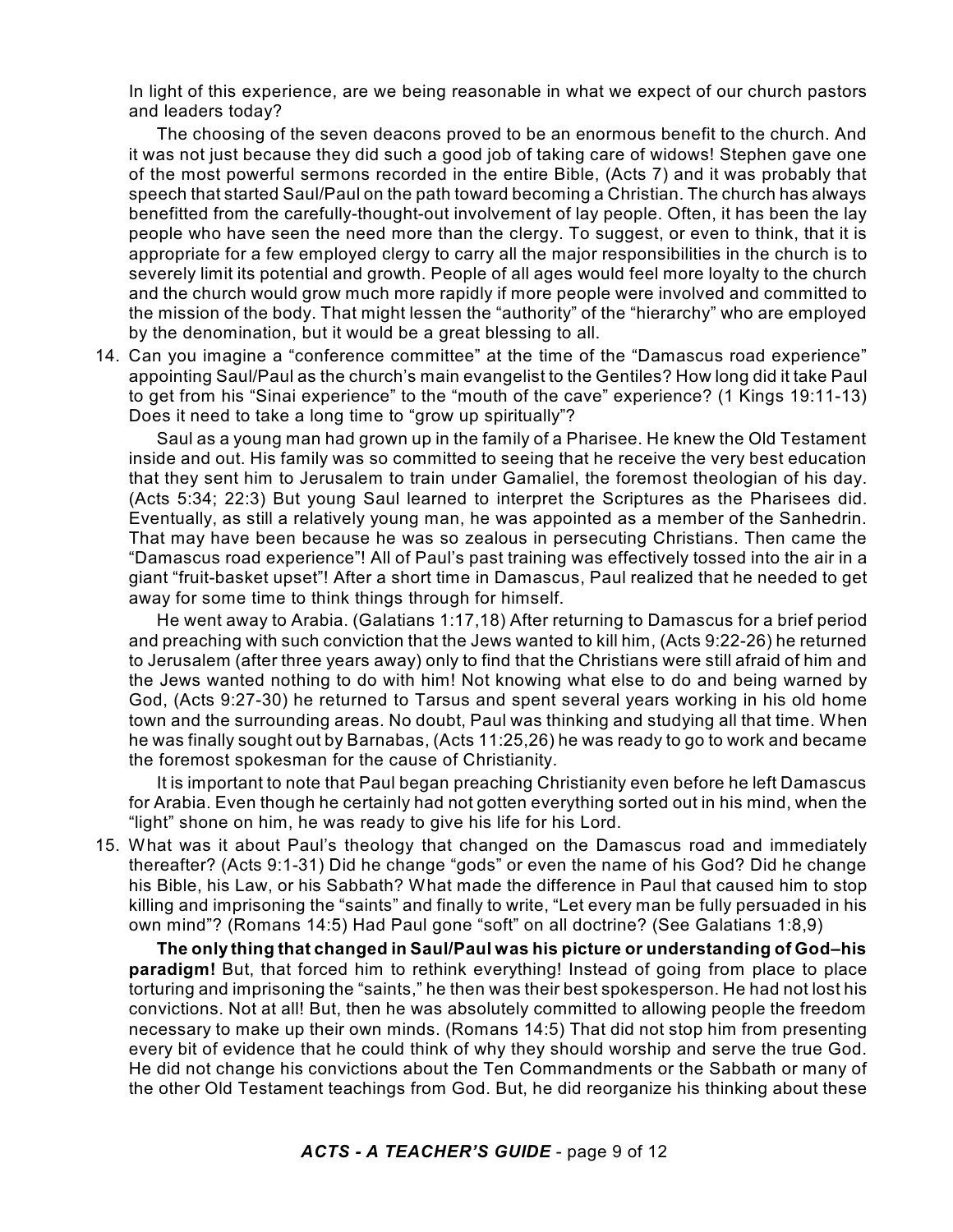In light of this experience, are we being reasonable in what we expect of our church pastors and leaders today?

The choosing of the seven deacons proved to be an enormous benefit to the church. And it was not just because they did such a good job of taking care of widows! Stephen gave one of the most powerful sermons recorded in the entire Bible, (Acts 7) and it was probably that speech that started Saul/Paul on the path toward becoming a Christian. The church has always benefitted from the carefully-thought-out involvement of lay people. Often, it has been the lay people who have seen the need more than the clergy. To suggest, or even to think, that it is appropriate for a few employed clergy to carry all the major responsibilities in the church is to severely limit its potential and growth. People of all ages would feel more loyalty to the church and the church would grow much more rapidly if more people were involved and committed to the mission of the body. That might lessen the "authority" of the "hierarchy" who are employed by the denomination, but it would be a great blessing to all.

14. Can you imagine a "conference committee" at the time of the "Damascus road experience" appointing Saul/Paul as the church's main evangelist to the Gentiles? How long did it take Paul to get from his "Sinai experience" to the "mouth of the cave" experience? (1 Kings 19:11-13) Does it need to take a long time to "grow up spiritually"?

    Saul as a young man had grown up in the family of a Pharisee. He knew the Old Testament inside and out. His family was so committed to seeing that he receive the very best education that they sent him to Jerusalem to train under Gamaliel, the foremost theologian of his day. (Acts 5:34; 22:3) But young Saul learned to interpret the Scriptures as the Pharisees did. Eventually, as still a relatively young man, he was appointed as a member of the Sanhedrin. That may have been because he was so zealous in persecuting Christians. Then came the "Damascus road experience"! All of Paul's past training was effectively tossed into the air in a giant "fruit-basket upset"! After a short time in Damascus, Paul realized that he needed to get away for some time to think things through for himself.

    He went away to Arabia. (Galatians 1:17,18) After returning to Damascus for a brief period and preaching with such conviction that the Jews wanted to kill him, (Acts 9:22-26) he returned to Jerusalem (after three years away) only to find that the Christians were still afraid of him and the Jews wanted nothing to do with him! Not knowing what else to do and being warned by God, (Acts 9:27-30) he returned to Tarsus and spent several years working in his old home town and the surrounding areas. No doubt, Paul was thinking and studying all that time. When he was finally sought out by Barnabas, (Acts 11:25,26) he was ready to go to work and became the foremost spokesman for the cause of Christianity.

    It is important to note that Paul began preaching Christianity even before he left Damascus for Arabia. Even though he certainly had not gotten everything sorted out in his mind, when the "light" shone on him, he was ready to give his life for his Lord.

15. What was it about Paul's theology that changed on the Damascus road and immediately thereafter? (Acts 9:1-31) Did he change "gods" or even the name of his God? Did he change his Bible, his Law, or his Sabbath? What made the difference in Paul that caused him to stop killing and imprisoning the "saints" and finally to write, "Let every man be fully persuaded in his own mind"? (Romans 14:5) Had Paul gone "soft" on all doctrine? (See Galatians 1:8,9)

    **The only thing that changed in Saul/Paul was his picture or understanding of God–his paradigm!** But, that forced him to rethink everything! Instead of going from place to place torturing and imprisoning the "saints," he then was their best spokesperson. He had not lost his convictions. Not at all! But, then he was absolutely committed to allowing people the freedom necessary to make up their own minds. (Romans 14:5) That did not stop him from presenting every bit of evidence that he could think of why they should worship and serve the true God. He did not change his convictions about the Ten Commandments or the Sabbath or many of the other Old Testament teachings from God. But, he did reorganize his thinking about these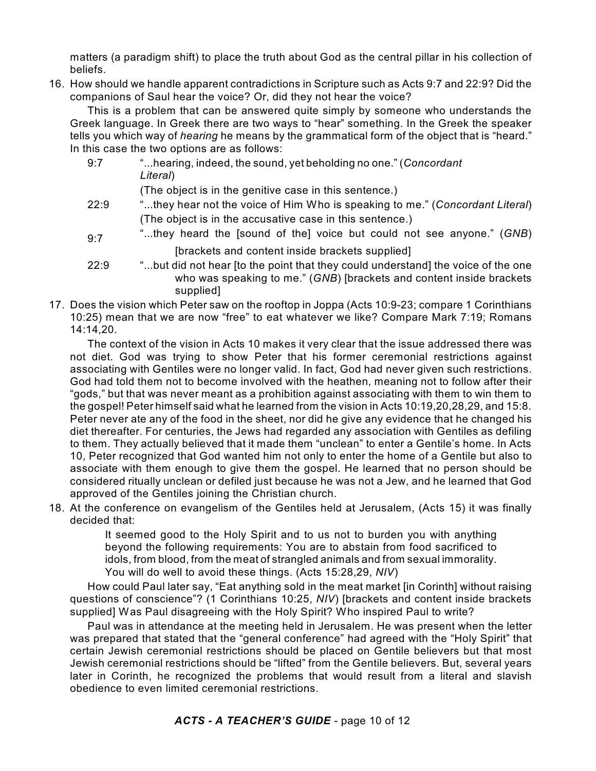matters (a paradigm shift) to place the truth about God as the central pillar in his collection of beliefs.

16. How should we handle apparent contradictions in Scripture such as Acts 9:7 and 22:9? Did the companions of Saul hear the voice? Or, did they not hear the voice?

    This is a problem that can be answered quite simply by someone who understands the Greek language. In Greek there are two ways to "hear" something. In the Greek the speaker tells you which way of *hearing* he means by the grammatical form of the object that is "heard." In this case the two options are as follows:

    9:7 "...hearing, indeed, the sound, yet beholding no one." (*Concordant Literal*)
    (The object is in the genitive case in this sentence.)

    22:9 "...they hear not the voice of Him Who is speaking to me." (*Concordant Literal*)
    (The object is in the accusative case in this sentence.)

    9:7 "...they heard the [sound of the] voice but could not see anyone." (*GNB*) [brackets and content inside brackets supplied]

    22:9 "...but did not hear [to the point that they could understand] the voice of the one who was speaking to me." (*GNB*) [brackets and content inside brackets supplied]

17. Does the vision which Peter saw on the rooftop in Joppa (Acts 10:9-23; compare 1 Corinthians 10:25) mean that we are now "free" to eat whatever we like? Compare Mark 7:19; Romans 14:14,20.

    The context of the vision in Acts 10 makes it very clear that the issue addressed there was not diet. God was trying to show Peter that his former ceremonial restrictions against associating with Gentiles were no longer valid. In fact, God had never given such restrictions. God had told them not to become involved with the heathen, meaning not to follow after their "gods," but that was never meant as a prohibition against associating with them to win them to the gospel! Peter himself said what he learned from the vision in Acts 10:19,20,28,29, and 15:8. Peter never ate any of the food in the sheet, nor did he give any evidence that he changed his diet thereafter. For centuries, the Jews had regarded any association with Gentiles as defiling to them. They actually believed that it made them "unclean" to enter a Gentile's home. In Acts 10, Peter recognized that God wanted him not only to enter the home of a Gentile but also to associate with them enough to give them the gospel. He learned that no person should be considered ritually unclean or defiled just because he was not a Jew, and he learned that God approved of the Gentiles joining the Christian church.

18. At the conference on evangelism of the Gentiles held at Jerusalem, (Acts 15) it was finally decided that:

    > It seemed good to the Holy Spirit and to us not to burden you with anything beyond the following requirements: You are to abstain from food sacrificed to idols, from blood, from the meat of strangled animals and from sexual immorality. You will do well to avoid these things. (Acts 15:28,29, *NIV*)

    How could Paul later say, "Eat anything sold in the meat market [in Corinth] without raising questions of conscience"? (1 Corinthians 10:25, *NIV*) [brackets and content inside brackets supplied] Was Paul disagreeing with the Holy Spirit? Who inspired Paul to write?

    Paul was in attendance at the meeting held in Jerusalem. He was present when the letter was prepared that stated that the "general conference" had agreed with the "Holy Spirit" that certain Jewish ceremonial restrictions should be placed on Gentile believers but that most Jewish ceremonial restrictions should be "lifted" from the Gentile believers. But, several years later in Corinth, he recognized the problems that would result from a literal and slavish obedience to even limited ceremonial restrictions.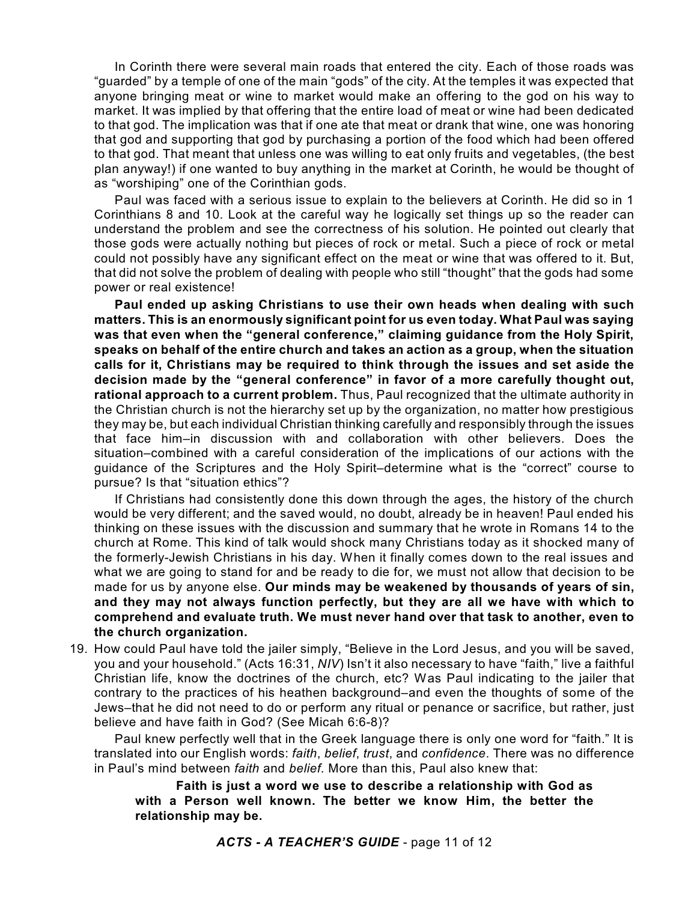In Corinth there were several main roads that entered the city. Each of those roads was "guarded" by a temple of one of the main "gods" of the city. At the temples it was expected that anyone bringing meat or wine to market would make an offering to the god on his way to market. It was implied by that offering that the entire load of meat or wine had been dedicated to that god. The implication was that if one ate that meat or drank that wine, one was honoring that god and supporting that god by purchasing a portion of the food which had been offered to that god. That meant that unless one was willing to eat only fruits and vegetables, (the best plan anyway!) if one wanted to buy anything in the market at Corinth, he would be thought of as "worshiping" one of the Corinthian gods.

Paul was faced with a serious issue to explain to the believers at Corinth. He did so in 1 Corinthians 8 and 10. Look at the careful way he logically set things up so the reader can understand the problem and see the correctness of his solution. He pointed out clearly that those gods were actually nothing but pieces of rock or metal. Such a piece of rock or metal could not possibly have any significant effect on the meat or wine that was offered to it. But, that did not solve the problem of dealing with people who still "thought" that the gods had some power or real existence!

**Paul ended up asking Christians to use their own heads when dealing with such matters. This is an enormously significant point for us even today. What Paul was saying was that even when the "general conference," claiming guidance from the Holy Spirit, speaks on behalf of the entire church and takes an action as a group, when the situation calls for it, Christians may be required to think through the issues and set aside the decision made by the "general conference" in favor of a more carefully thought out, rational approach to a current problem.** Thus, Paul recognized that the ultimate authority in the Christian church is not the hierarchy set up by the organization, no matter how prestigious they may be, but each individual Christian thinking carefully and responsibly through the issues that face him–in discussion with and collaboration with other believers. Does the situation–combined with a careful consideration of the implications of our actions with the guidance of the Scriptures and the Holy Spirit–determine what is the "correct" course to pursue? Is that "situation ethics"?

If Christians had consistently done this down through the ages, the history of the church would be very different; and the saved would, no doubt, already be in heaven! Paul ended his thinking on these issues with the discussion and summary that he wrote in Romans 14 to the church at Rome. This kind of talk would shock many Christians today as it shocked many of the formerly-Jewish Christians in his day. When it finally comes down to the real issues and what we are going to stand for and be ready to die for, we must not allow that decision to be made for us by anyone else. **Our minds may be weakened by thousands of years of sin, and they may not always function perfectly, but they are all we have with which to comprehend and evaluate truth. We must never hand over that task to another, even to the church organization.**

19. How could Paul have told the jailer simply, "Believe in the Lord Jesus, and you will be saved, you and your household." (Acts 16:31, *NIV*) Isn't it also necessary to have "faith," live a faithful Christian life, know the doctrines of the church, etc? Was Paul indicating to the jailer that contrary to the practices of his heathen background–and even the thoughts of some of the Jews–that he did not need to do or perform any ritual or penance or sacrifice, but rather, just believe and have faith in God? (See Micah 6:6-8)?

    Paul knew perfectly well that in the Greek language there is only one word for "faith." It is translated into our English words: *faith*, *belief*, *trust*, and *confidence*. There was no difference in Paul's mind between *faith* and *belief*. More than this, Paul also knew that:

    > **Faith is just a word we use to describe a relationship with God as with a Person well known. The better we know Him, the better the relationship may be.**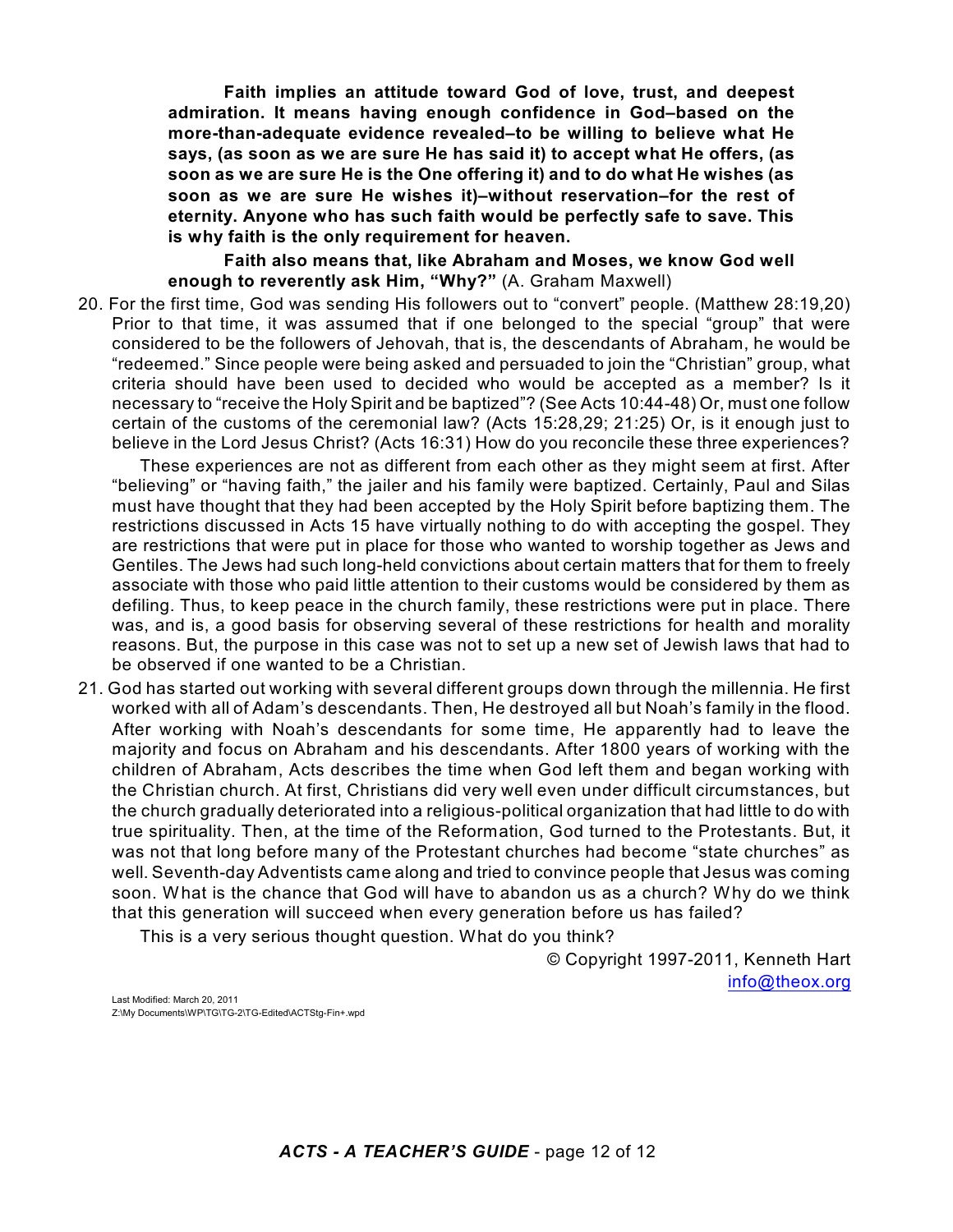**Faith implies an attitude toward God of love, trust, and deepest admiration. It means having enough confidence in God–based on the more-than-adequate evidence revealed–to be willing to believe what He says, (as soon as we are sure He has said it) to accept what He offers, (as soon as we are sure He is the One offering it) and to do what He wishes (as soon as we are sure He wishes it)–without reservation–for the rest of eternity. Anyone who has such faith would be perfectly safe to save. This is why faith is the only requirement for heaven.**

**Faith also means that, like Abraham and Moses, we know God well enough to reverently ask Him, "Why?"** (A. Graham Maxwell)

20. For the first time, God was sending His followers out to "convert" people. (Matthew 28:19,20) Prior to that time, it was assumed that if one belonged to the special "group" that were considered to be the followers of Jehovah, that is, the descendants of Abraham, he would be "redeemed." Since people were being asked and persuaded to join the "Christian" group, what criteria should have been used to decided who would be accepted as a member? Is it necessary to "receive the Holy Spirit and be baptized"? (See Acts 10:44-48) Or, must one follow certain of the customs of the ceremonial law? (Acts 15:28,29; 21:25) Or, is it enough just to believe in the Lord Jesus Christ? (Acts 16:31) How do you reconcile these three experiences?

    These experiences are not as different from each other as they might seem at first. After "believing" or "having faith," the jailer and his family were baptized. Certainly, Paul and Silas must have thought that they had been accepted by the Holy Spirit before baptizing them. The restrictions discussed in Acts 15 have virtually nothing to do with accepting the gospel. They are restrictions that were put in place for those who wanted to worship together as Jews and Gentiles. The Jews had such long-held convictions about certain matters that for them to freely associate with those who paid little attention to their customs would be considered by them as defiling. Thus, to keep peace in the church family, these restrictions were put in place. There was, and is, a good basis for observing several of these restrictions for health and morality reasons. But, the purpose in this case was not to set up a new set of Jewish laws that had to be observed if one wanted to be a Christian.

21. God has started out working with several different groups down through the millennia. He first worked with all of Adam's descendants. Then, He destroyed all but Noah's family in the flood. After working with Noah's descendants for some time, He apparently had to leave the majority and focus on Abraham and his descendants. After 1800 years of working with the children of Abraham, Acts describes the time when God left them and began working with the Christian church. At first, Christians did very well even under difficult circumstances, but the church gradually deteriorated into a religious-political organization that had little to do with true spirituality. Then, at the time of the Reformation, God turned to the Protestants. But, it was not that long before many of the Protestant churches had become "state churches" as well. Seventh-day Adventists came along and tried to convince people that Jesus was coming soon. What is the chance that God will have to abandon us as a church? Why do we think that this generation will succeed when every generation before us has failed?

    This is a very serious thought question. What do you think?

© Copyright 1997-2011, Kenneth Hart
info@theox.org

Last Modified: March 20, 2011
Z:\My Documents\WP\TG\TG-2\TG-Edited\ACTStg-Fin+.wpd